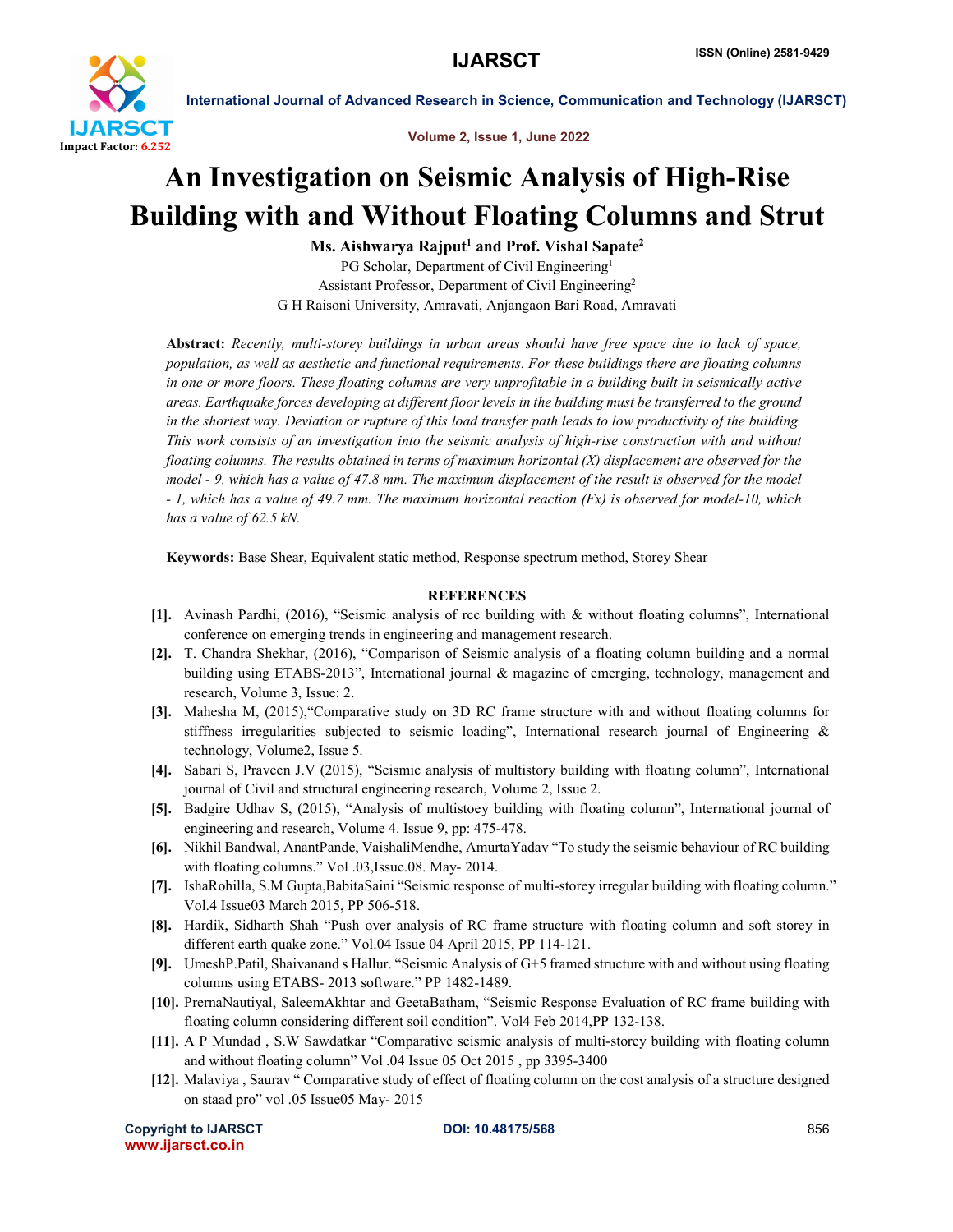# An Investigation on Seismic Analysis of High-Rise Building with and Without Floating Columns and Strut

**Ms. Aishwarya Rajput[1] and Prof. Vishal Sapate[2]**

PG Scholar, Department of Civil Engineering[1]

Assistant Professor, Department of Civil Engineering[2]

G H Raisoni University, Amravati, Anjangaon Bari Road, Amravati

**Abstract:** *Recently, multi-storey buildings in urban areas should have free space due to lack of space, population, as well as aesthetic and functional requirements. For these buildings there are floating columns in one or more floors. These floating columns are very unprofitable in a building built in seismically active areas. Earthquake forces developing at different floor levels in the building must be transferred to the ground in the shortest way. Deviation or rupture of this load transfer path leads to low productivity of the building. This work consists of an investigation into the seismic analysis of high-rise construction with and without floating columns. The results obtained in terms of maximum horizontal (X) displacement are observed for the model - 9, which has a value of 47.8 mm. The maximum displacement of the result is observed for the model - 1, which has a value of 49.7 mm. The maximum horizontal reaction (Fx) is observed for model-10, which has a value of 62.5 kN.*

**Keywords:** Base Shear, Equivalent static method, Response spectrum method, Storey Shear

## REFERENCES

[1]. Avinash Pardhi, (2016), "Seismic analysis of rcc building with & without floating columns", International conference on emerging trends in engineering and management research.

[2]. T. Chandra Shekhar, (2016), "Comparison of Seismic analysis of a floating column building and a normal building using ETABS-2013", International journal & magazine of emerging, technology, management and research, Volume 3, Issue: 2.

[3]. Mahesha M, (2015),"Comparative study on 3D RC frame structure with and without floating columns for stiffness irregularities subjected to seismic loading", International research journal of Engineering & technology, Volume2, Issue 5.

[4]. Sabari S, Praveen J.V (2015), "Seismic analysis of multistory building with floating column", International journal of Civil and structural engineering research, Volume 2, Issue 2.

[5]. Badgire Udhav S, (2015), "Analysis of multistoey building with floating column", International journal of engineering and research, Volume 4. Issue 9, pp: 475-478.

[6]. Nikhil Bandwal, AnantPande, VaishaliMendhe, AmurtaYadav "To study the seismic behaviour of RC building with floating columns." Vol .03,Issue.08. May- 2014.

[7]. IshaRohilla, S.M Gupta,BabitaSaini "Seismic response of multi-storey irregular building with floating column." Vol.4 Issue03 March 2015, PP 506-518.

[8]. Hardik, Sidharth Shah "Push over analysis of RC frame structure with floating column and soft storey in different earth quake zone." Vol.04 Issue 04 April 2015, PP 114-121.

[9]. UmeshP.Patil, Shaivanand s Hallur. "Seismic Analysis of G+5 framed structure with and without using floating columns using ETABS- 2013 software." PP 1482-1489.

[10]. PrernaNautiyal, SaleemAkhtar and GeetaBatham, "Seismic Response Evaluation of RC frame building with floating column considering different soil condition". Vol4 Feb 2014,PP 132-138.

[11]. A P Mundad , S.W Sawdatkar "Comparative seismic analysis of multi-storey building with floating column and without floating column" Vol .04 Issue 05 Oct 2015 , pp 3395-3400

[12]. Malaviya , Saurav " Comparative study of effect of floating column on the cost analysis of a structure designed on staad pro" vol .05 Issue05 May- 2015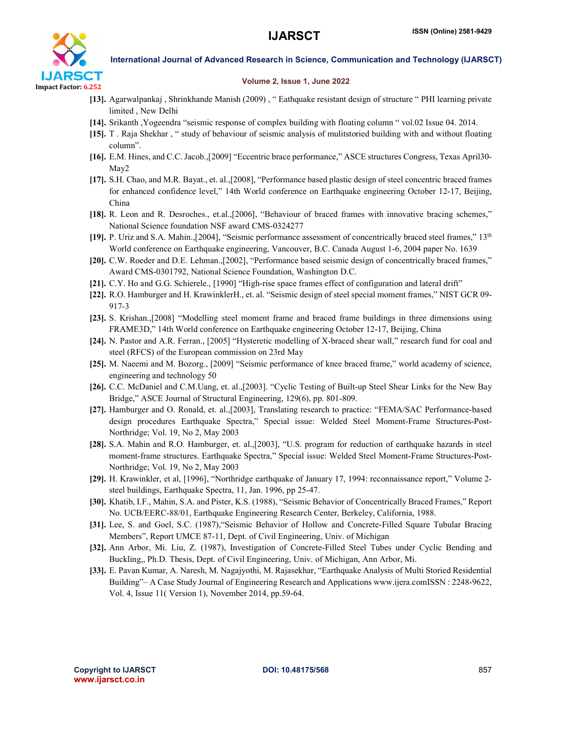[13]. Agarwalpankaj , Shrinkhande Manish (2009) , " Eathquake resistant design of structure " PHI learning private limited , New Delhi

[14]. Srikanth ,Yogeendra "seismic response of complex building with floating column " vol.02 Issue 04. 2014.

[15]. T . Raja Shekhar , " study of behaviour of seismic analysis of mulitstoried building with and without floating column".

[16]. E.M. Hines, and C.C. Jacob.,[2009] "Eccentric brace performance," ASCE structures Congress, Texas April30-May2

[17]. S.H. Chao, and M.R. Bayat., et. al.,[2008], "Performance based plastic design of steel concentric braced frames for enhanced confidence level," 14th World conference on Earthquake engineering October 12-17, Beijing, China

[18]. R. Leon and R. Desroches., et.al.,[2006], "Behaviour of braced frames with innovative bracing schemes," National Science foundation NSF award CMS-0324277

[19]. P. Uriz and S.A. Mahin.,[2004], "Seismic performance assessment of concentrically braced steel frames," 13th World conference on Earthquake engineering, Vancouver, B.C. Canada August 1-6, 2004 paper No. 1639

[20]. C.W. Roeder and D.E. Lehman.,[2002], "Performance based seismic design of concentrically braced frames," Award CMS-0301792, National Science Foundation, Washington D.C.

[21]. C.Y. Ho and G.G. Schierele., [1990] "High-rise space frames effect of configuration and lateral drift"

[22]. R.O. Hamburger and H. KrawinklerH., et. al. "Seismic design of steel special moment frames," NIST GCR 09-917-3

[23]. S. Krishan.,[2008] "Modelling steel moment frame and braced frame buildings in three dimensions using FRAME3D," 14th World conference on Earthquake engineering October 12-17, Beijing, China

[24]. N. Pastor and A.R. Ferran., [2005] "Hysteretic modelling of X-braced shear wall," research fund for coal and steel (RFCS) of the European commission on 23rd May

[25]. M. Naeemi and M. Bozorg., [2009] "Seismic performance of knee braced frame," world academy of science, engineering and technology 50

[26]. C.C. McDaniel and C.M.Uang, et. al.,[2003]. "Cyclic Testing of Built-up Steel Shear Links for the New Bay Bridge," ASCE Journal of Structural Engineering, 129(6), pp. 801-809.

[27]. Hamburger and O. Ronald, et. al.,[2003], Translating research to practice: "FEMA/SAC Performance-based design procedures Earthquake Spectra," Special issue: Welded Steel Moment-Frame Structures-Post-Northridge; Vol. 19, No 2, May 2003

[28]. S.A. Mahin and R.O. Hamburger, et. al.,[2003], "U.S. program for reduction of earthquake hazards in steel moment-frame structures. Earthquake Spectra," Special issue: Welded Steel Moment-Frame Structures-Post-Northridge; Vol. 19, No 2, May 2003

[29]. H. Krawinkler, et al, [1996], "Northridge earthquake of January 17, 1994: reconnaissance report," Volume 2-steel buildings, Earthquake Spectra, 11, Jan. 1996, pp 25-47.

[30]. Khatib, I.F., Mahin, S.A. and Pister, K.S. (1988), "Seismic Behavior of Concentrically Braced Frames," Report No. UCB/EERC-88/01, Earthquake Engineering Research Center, Berkeley, California, 1988.

[31]. Lee, S. and Goel, S.C. (1987),"Seismic Behavior of Hollow and Concrete-Filled Square Tubular Bracing Members", Report UMCE 87-11, Dept. of Civil Engineering, Univ. of Michigan

[32]. Ann Arbor, Mi. Liu, Z. (1987), Investigation of Concrete-Filled Steel Tubes under Cyclic Bending and Buckling,, Ph.D. Thesis, Dept. of Civil Engineering, Univ. of Michigan, Ann Arbor, Mi.

[33]. E. Pavan Kumar, A. Naresh, M. Nagajyothi, M. Rajasekhar, "Earthquake Analysis of Multi Storied Residential Building"– A Case Study Journal of Engineering Research and Applications www.ijera.comISSN : 2248-9622, Vol. 4, Issue 11( Version 1), November 2014, pp.59-64.